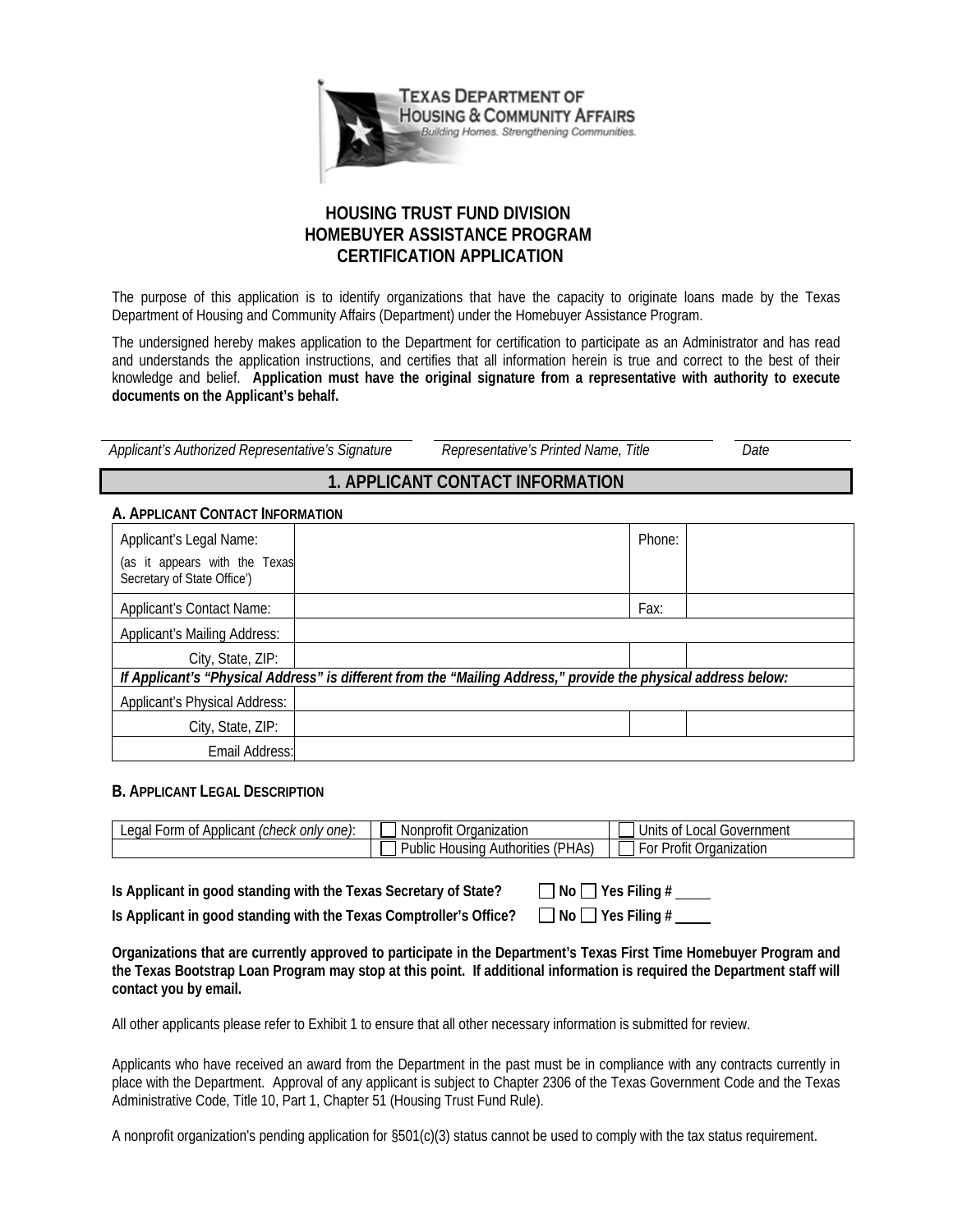TEXAS DEPARTMENT OF HOUSING & COMMUNITY AFFAIRS
*Building Homes. Strengthening Communities.*

# HOUSING TRUST FUND DIVISION
# HOMEBUYER ASSISTANCE PROGRAM
# CERTIFICATION APPLICATION

The purpose of this application is to identify organizations that have the capacity to originate loans made by the Texas Department of Housing and Community Affairs (Department) under the Homebuyer Assistance Program.

The undersigned hereby makes application to the Department for certification to participate as an Administrator and has read and understands the application instructions, and certifies that all information herein is true and correct to the best of their knowledge and belief. **Application must have the original signature from a representative with authority to execute documents on the Applicant's behalf.**

| *Applicant's Authorized Representative's Signature* | *Representative's Printed Name, Title* | *Date* |
|---|---|---|
| | | |

## 1. APPLICANT CONTACT INFORMATION

### A. Applicant Contact Information

| | | | |
|---|---|---|---|
| Applicant's Legal Name: (as it appears with the Texas Secretary of State Office') | | Phone: | |
| Applicant's Contact Name: | | Fax: | |
| Applicant's Mailing Address: | | | |
| City, State, ZIP: | | | |
| ***If Applicant's "Physical Address" is different from the "Mailing Address," provide the physical address below:*** | | | |
| Applicant's Physical Address: | | | |
| City, State, ZIP: | | | |
| Email Address: | | | |

### B. Applicant Legal Description

| | | |
|---|---|---|
| Legal Form of Applicant *(check only one)*: | ☐ Nonprofit Organization | ☐ Units of Local Government |
| | ☐ Public Housing Authorities (PHAs) | ☐ For Profit Organization |

**Is Applicant in good standing with the Texas Secretary of State?** ☐ **No** ☐ **Yes Filing #** _____

**Is Applicant in good standing with the Texas Comptroller's Office?** ☐ **No** ☐ **Yes Filing #** _____

**Organizations that are currently approved to participate in the Department's Texas First Time Homebuyer Program and the Texas Bootstrap Loan Program may stop at this point. If additional information is required the Department staff will contact you by email.**

All other applicants please refer to Exhibit 1 to ensure that all other necessary information is submitted for review.

Applicants who have received an award from the Department in the past must be in compliance with any contracts currently in place with the Department. Approval of any applicant is subject to Chapter 2306 of the Texas Government Code and the Texas Administrative Code, Title 10, Part 1, Chapter 51 (Housing Trust Fund Rule).

A nonprofit organization's pending application for §501(c)(3) status cannot be used to comply with the tax status requirement.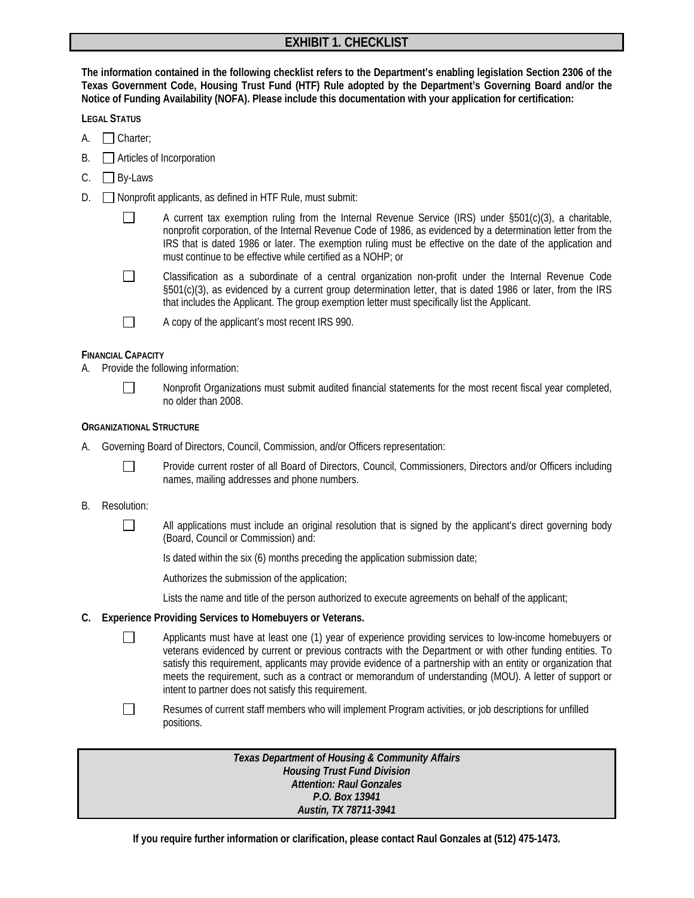## EXHIBIT 1. CHECKLIST

**The information contained in the following checklist refers to the Department's enabling legislation Section 2306 of the Texas Government Code, Housing Trust Fund (HTF) Rule adopted by the Department's Governing Board and/or the Notice of Funding Availability (NOFA). Please include this documentation with your application for certification:**

**LEGAL STATUS**

A. ☐ Charter;

B. ☐ Articles of Incorporation

C. ☐ By-Laws

D. ☐ Nonprofit applicants, as defined in HTF Rule, must submit:

- ☐ A current tax exemption ruling from the Internal Revenue Service (IRS) under §501(c)(3), a charitable, nonprofit corporation, of the Internal Revenue Code of 1986, as evidenced by a determination letter from the IRS that is dated 1986 or later. The exemption ruling must be effective on the date of the application and must continue to be effective while certified as a NOHP; or
- ☐ Classification as a subordinate of a central organization non-profit under the Internal Revenue Code §501(c)(3), as evidenced by a current group determination letter, that is dated 1986 or later, from the IRS that includes the Applicant. The group exemption letter must specifically list the Applicant.
- ☐ A copy of the applicant's most recent IRS 990.

**FINANCIAL CAPACITY**

A. Provide the following information:

- ☐ Nonprofit Organizations must submit audited financial statements for the most recent fiscal year completed, no older than 2008.

**ORGANIZATIONAL STRUCTURE**

A. Governing Board of Directors, Council, Commission, and/or Officers representation:

- ☐ Provide current roster of all Board of Directors, Council, Commissioners, Directors and/or Officers including names, mailing addresses and phone numbers.

B. Resolution:

- ☐ All applications must include an original resolution that is signed by the applicant's direct governing body (Board, Council or Commission) and:

  Is dated within the six (6) months preceding the application submission date;

  Authorizes the submission of the application;

  Lists the name and title of the person authorized to execute agreements on behalf of the applicant;

**C. Experience Providing Services to Homebuyers or Veterans.**

- ☐ Applicants must have at least one (1) year of experience providing services to low-income homebuyers or veterans evidenced by current or previous contracts with the Department or with other funding entities. To satisfy this requirement, applicants may provide evidence of a partnership with an entity or organization that meets the requirement, such as a contract or memorandum of understanding (MOU). A letter of support or intent to partner does not satisfy this requirement.
- ☐ Resumes of current staff members who will implement Program activities, or job descriptions for unfilled positions.

***Texas Department of Housing & Community Affairs***
***Housing Trust Fund Division***
***Attention: Raul Gonzales***
***P.O. Box 13941***
***Austin, TX 78711-3941***

**If you require further information or clarification, please contact Raul Gonzales at (512) 475-1473.**